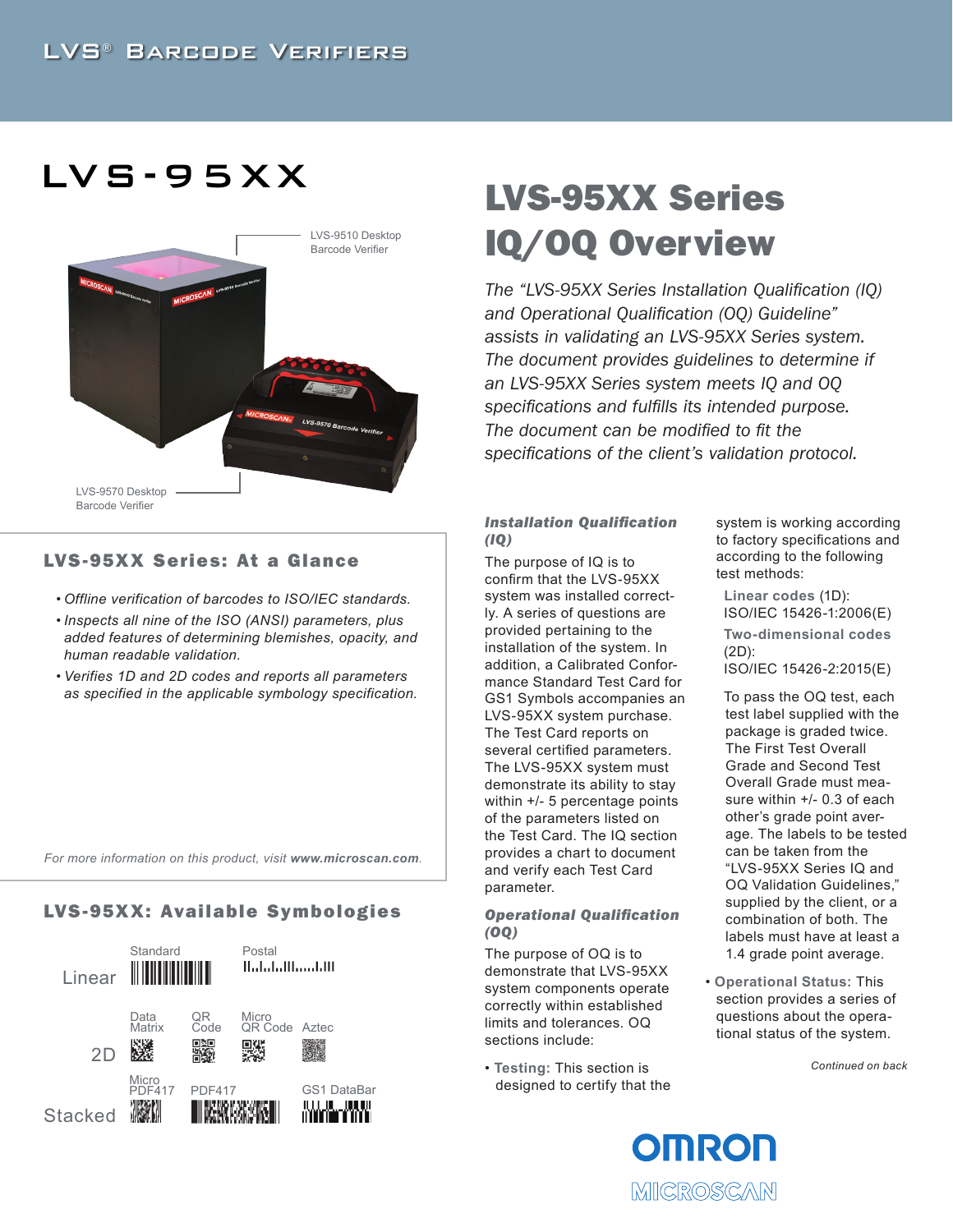LVS® Barcode Verifiers

# LVS-95XX

LVS-9510 Desktop Barcode Verifier

LVS-9570 Desktop Barcode Verifier

## LVS-95XX Series: At a Glance

- *Offline verification of barcodes to ISO/IEC standards.*
- *Inspects all nine of the ISO (ANSI) parameters, plus added features of determining blemishes, opacity, and human readable validation.*
- *Verifies 1D and 2D codes and reports all parameters as specified in the applicable symbology specification.*

*For more information on this product, visit **www.microscan.com**.*

## LVS-95XX: Available Symbologies

| | | | | |
|---|---|---|---|---|
| Linear | Standard | Postal | | |
| 2D | Data Matrix | QR Code | Micro QR Code | Aztec |
| Stacked | Micro PDF417 | PDF417 | | GS1 DataBar |

# LVS-95XX Series IQ/OQ Overview

*The "LVS-95XX Series Installation Qualification (IQ) and Operational Qualification (OQ) Guideline" assists in validating an LVS-95XX Series system. The document provides guidelines to determine if an LVS-95XX Series system meets IQ and OQ specifications and fulfills its intended purpose. The document can be modified to fit the specifications of the client's validation protocol.*

### *Installation Qualification (IQ)*

The purpose of IQ is to confirm that the LVS-95XX system was installed correctly. A series of questions are provided pertaining to the installation of the system. In addition, a Calibrated Conformance Standard Test Card for GS1 Symbols accompanies an LVS-95XX system purchase. The Test Card reports on several certified parameters. The LVS-95XX system must demonstrate its ability to stay within +/- 5 percentage points of the parameters listed on the Test Card. The IQ section provides a chart to document and verify each Test Card parameter.

### *Operational Qualification (OQ)*

The purpose of OQ is to demonstrate that the LVS-95XX system components operate correctly within established limits and tolerances. OQ sections include:

- **Testing:** This section is designed to certify that the system is working according to factory specifications and according to the following test methods:

  **Linear codes** (1D): ISO/IEC 15426-1:2006(E)

  **Two-dimensional codes** (2D): ISO/IEC 15426-2:2015(E)

  To pass the OQ test, each test label supplied with the package is graded twice. The First Test Overall Grade and Second Test Overall Grade must measure within +/- 0.3 of each other's grade point average. The labels to be tested can be taken from the "LVS-95XX Series IQ and OQ Validation Guidelines," supplied by the client, or a combination of both. The labels must have at least a 1.4 grade point average.

- **Operational Status:** This section provides a series of questions about the operational status of the system.

*Continued on back*

OMRON MICROSCAN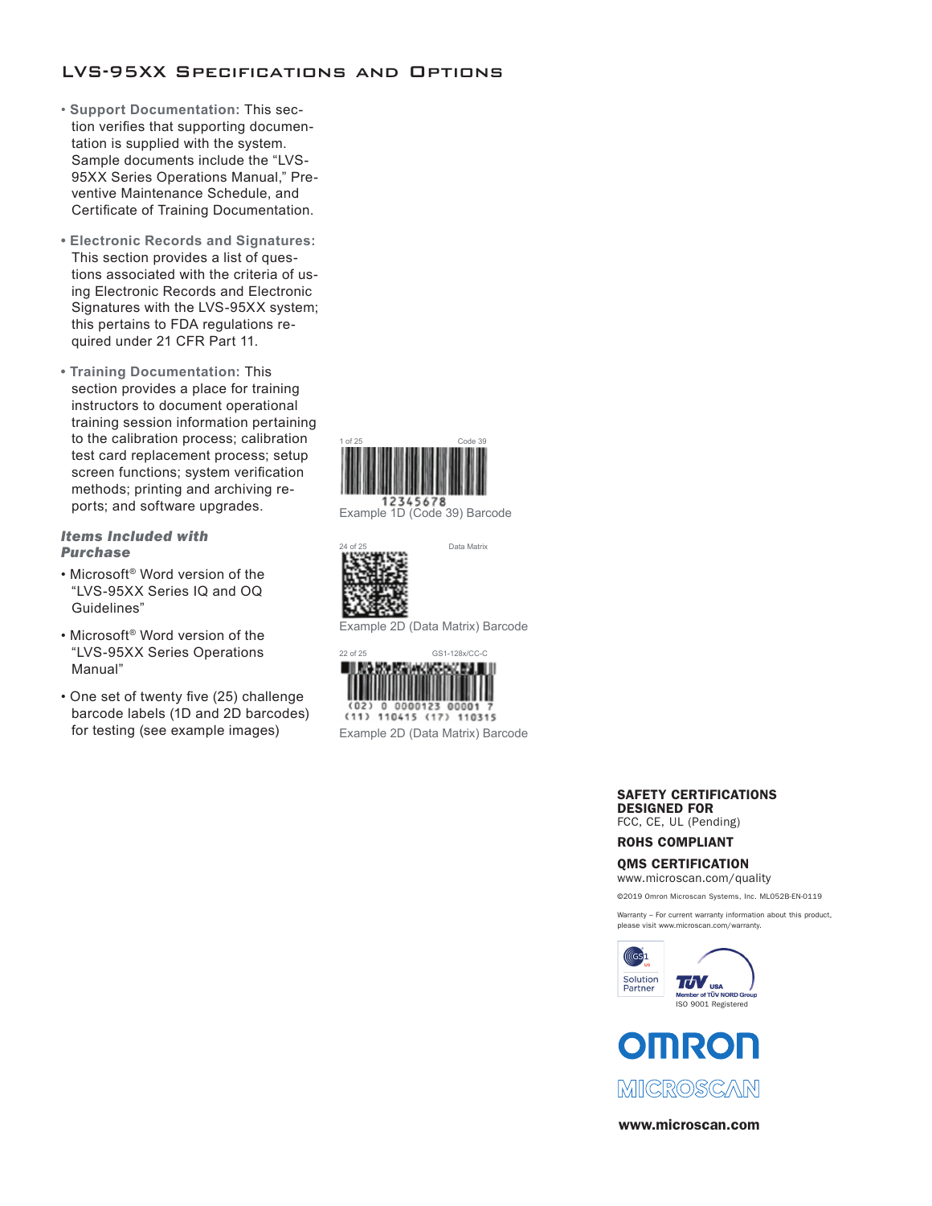## LVS-95XX Specifications and Options

- **Support Documentation:** This section verifies that supporting documentation is supplied with the system. Sample documents include the "LVS-95XX Series Operations Manual," Preventive Maintenance Schedule, and Certificate of Training Documentation.

- **Electronic Records and Signatures:** This section provides a list of questions associated with the criteria of using Electronic Records and Electronic Signatures with the LVS-95XX system; this pertains to FDA regulations required under 21 CFR Part 11.

- **Training Documentation:** This section provides a place for training instructors to document operational training session information pertaining to the calibration process; calibration test card replacement process; setup screen functions; system verification methods; printing and archiving reports; and software upgrades.

### *Items Included with Purchase*

- Microsoft® Word version of the "LVS-95XX Series IQ and OQ Guidelines"

- Microsoft® Word version of the "LVS-95XX Series Operations Manual"

- One set of twenty five (25) challenge barcode labels (1D and 2D barcodes) for testing (see example images)

1 of 25 Code 39

12345678

Example 1D (Code 39) Barcode

24 of 25 Data Matrix

Example 2D (Data Matrix) Barcode

22 of 25 GS1-128x/CC-C

(02) 0 0000123 00001 7
(11) 110415 (17) 110315

Example 2D (Data Matrix) Barcode

**SAFETY CERTIFICATIONS DESIGNED FOR**
FCC, CE, UL (Pending)

**ROHS COMPLIANT**

**QMS CERTIFICATION**
www.microscan.com/quality

©2019 Omron Microscan Systems, Inc. ML052B-EN-0119

Warranty – For current warranty information about this product, please visit www.microscan.com/warranty.

GS1 US Solution Partner

TÜV USA Member of TÜV NORD Group
ISO 9001 Registered

OMRON

MICROSCAN

**www.microscan.com**